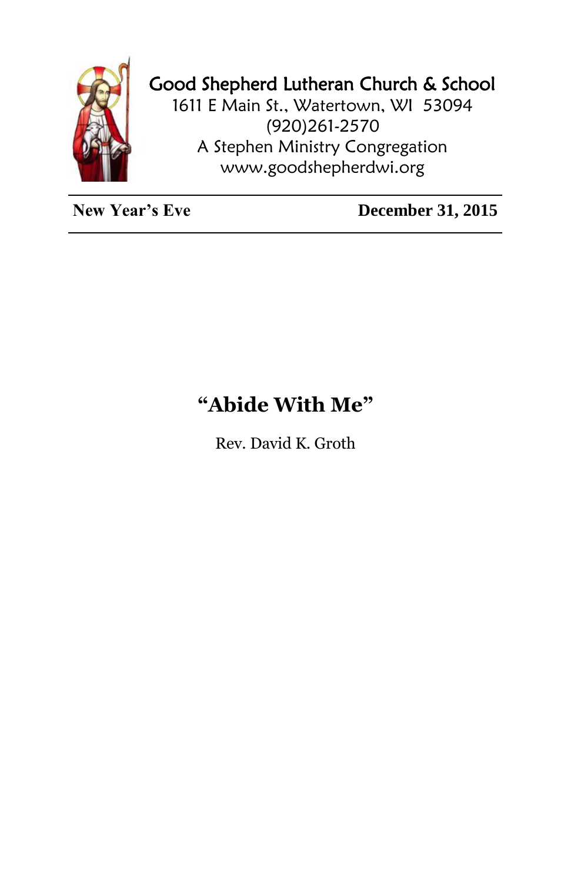**Good Shepherd Lutheran Church & School**
1611 E Main St., Watertown, WI 53094
(920)261-2570
A Stephen Ministry Congregation
www.goodshepherdwi.org

---

**New Year's Eve** **December 31, 2015**

---

# "Abide With Me"

Rev. David K. Groth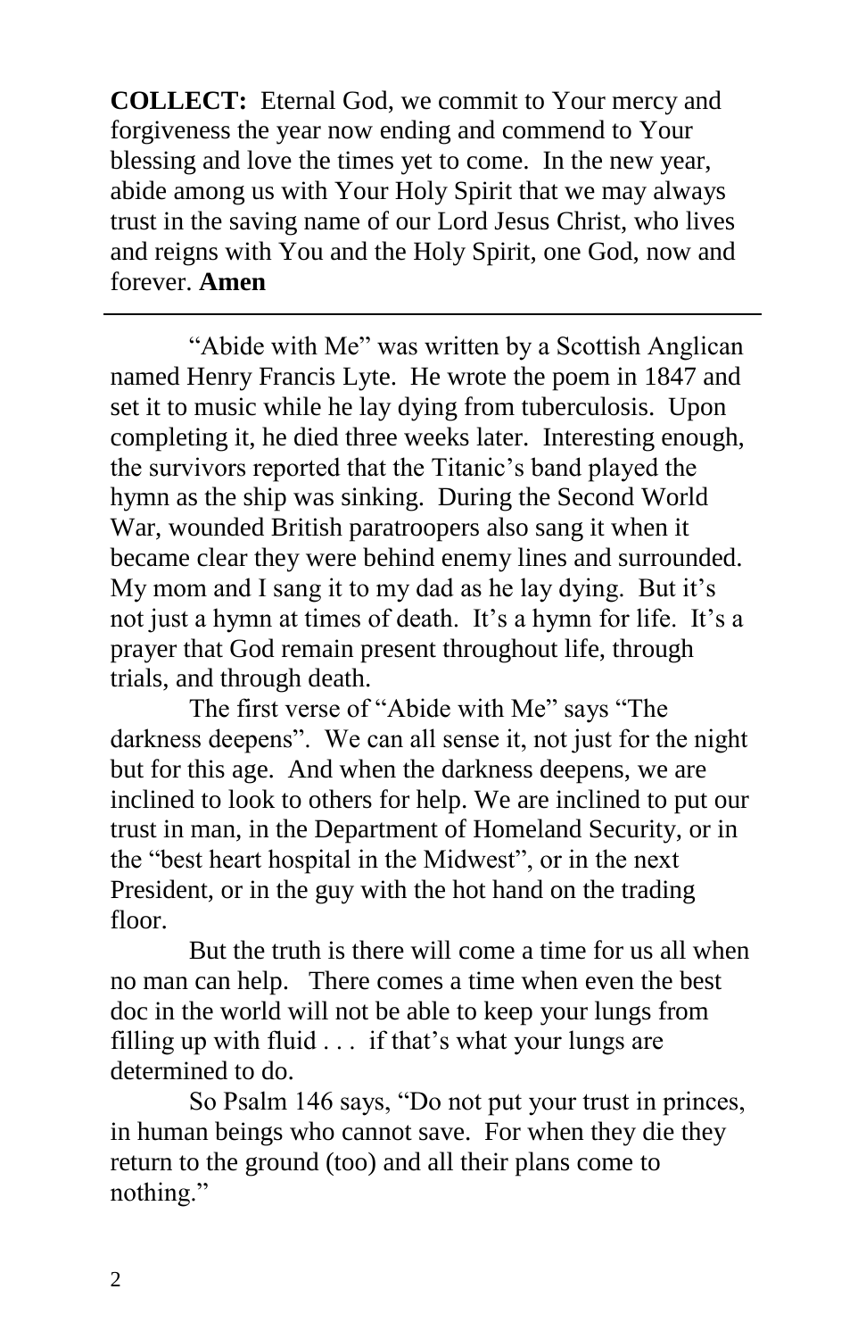**COLLECT:** Eternal God, we commit to Your mercy and forgiveness the year now ending and commend to Your blessing and love the times yet to come. In the new year, abide among us with Your Holy Spirit that we may always trust in the saving name of our Lord Jesus Christ, who lives and reigns with You and the Holy Spirit, one God, now and forever. **Amen**

---

"Abide with Me" was written by a Scottish Anglican named Henry Francis Lyte. He wrote the poem in 1847 and set it to music while he lay dying from tuberculosis. Upon completing it, he died three weeks later. Interesting enough, the survivors reported that the Titanic's band played the hymn as the ship was sinking. During the Second World War, wounded British paratroopers also sang it when it became clear they were behind enemy lines and surrounded. My mom and I sang it to my dad as he lay dying. But it's not just a hymn at times of death. It's a hymn for life. It's a prayer that God remain present throughout life, through trials, and through death.

The first verse of "Abide with Me" says "The darkness deepens". We can all sense it, not just for the night but for this age. And when the darkness deepens, we are inclined to look to others for help. We are inclined to put our trust in man, in the Department of Homeland Security, or in the "best heart hospital in the Midwest", or in the next President, or in the guy with the hot hand on the trading floor.

But the truth is there will come a time for us all when no man can help. There comes a time when even the best doc in the world will not be able to keep your lungs from filling up with fluid . . . if that's what your lungs are determined to do.

So Psalm 146 says, "Do not put your trust in princes, in human beings who cannot save. For when they die they return to the ground (too) and all their plans come to nothing."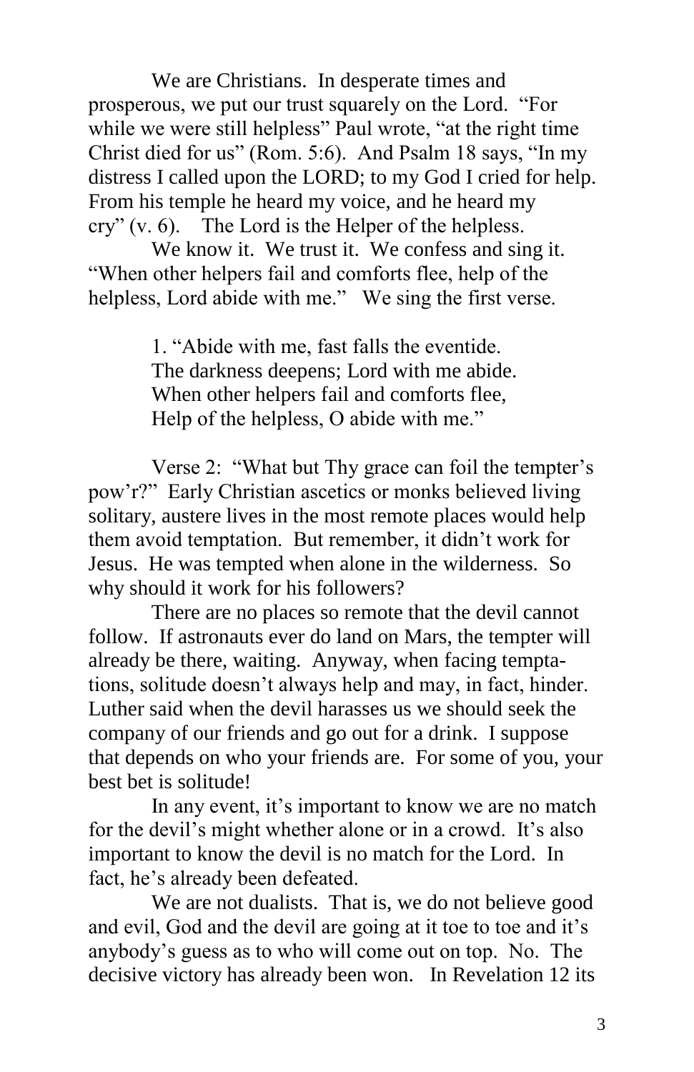We are Christians. In desperate times and prosperous, we put our trust squarely on the Lord. "For while we were still helpless" Paul wrote, "at the right time Christ died for us" (Rom. 5:6). And Psalm 18 says, "In my distress I called upon the LORD; to my God I cried for help. From his temple he heard my voice, and he heard my cry" (v. 6). The Lord is the Helper of the helpless.

We know it. We trust it. We confess and sing it. "When other helpers fail and comforts flee, help of the helpless, Lord abide with me." We sing the first verse.

> 1. "Abide with me, fast falls the eventide.
> The darkness deepens; Lord with me abide.
> When other helpers fail and comforts flee,
> Help of the helpless, O abide with me."

Verse 2: "What but Thy grace can foil the tempter's pow'r?" Early Christian ascetics or monks believed living solitary, austere lives in the most remote places would help them avoid temptation. But remember, it didn't work for Jesus. He was tempted when alone in the wilderness. So why should it work for his followers?

There are no places so remote that the devil cannot follow. If astronauts ever do land on Mars, the tempter will already be there, waiting. Anyway, when facing temptations, solitude doesn't always help and may, in fact, hinder. Luther said when the devil harasses us we should seek the company of our friends and go out for a drink. I suppose that depends on who your friends are. For some of you, your best bet is solitude!

In any event, it's important to know we are no match for the devil's might whether alone or in a crowd. It's also important to know the devil is no match for the Lord. In fact, he's already been defeated.

We are not dualists. That is, we do not believe good and evil, God and the devil are going at it toe to toe and it's anybody's guess as to who will come out on top. No. The decisive victory has already been won. In Revelation 12 its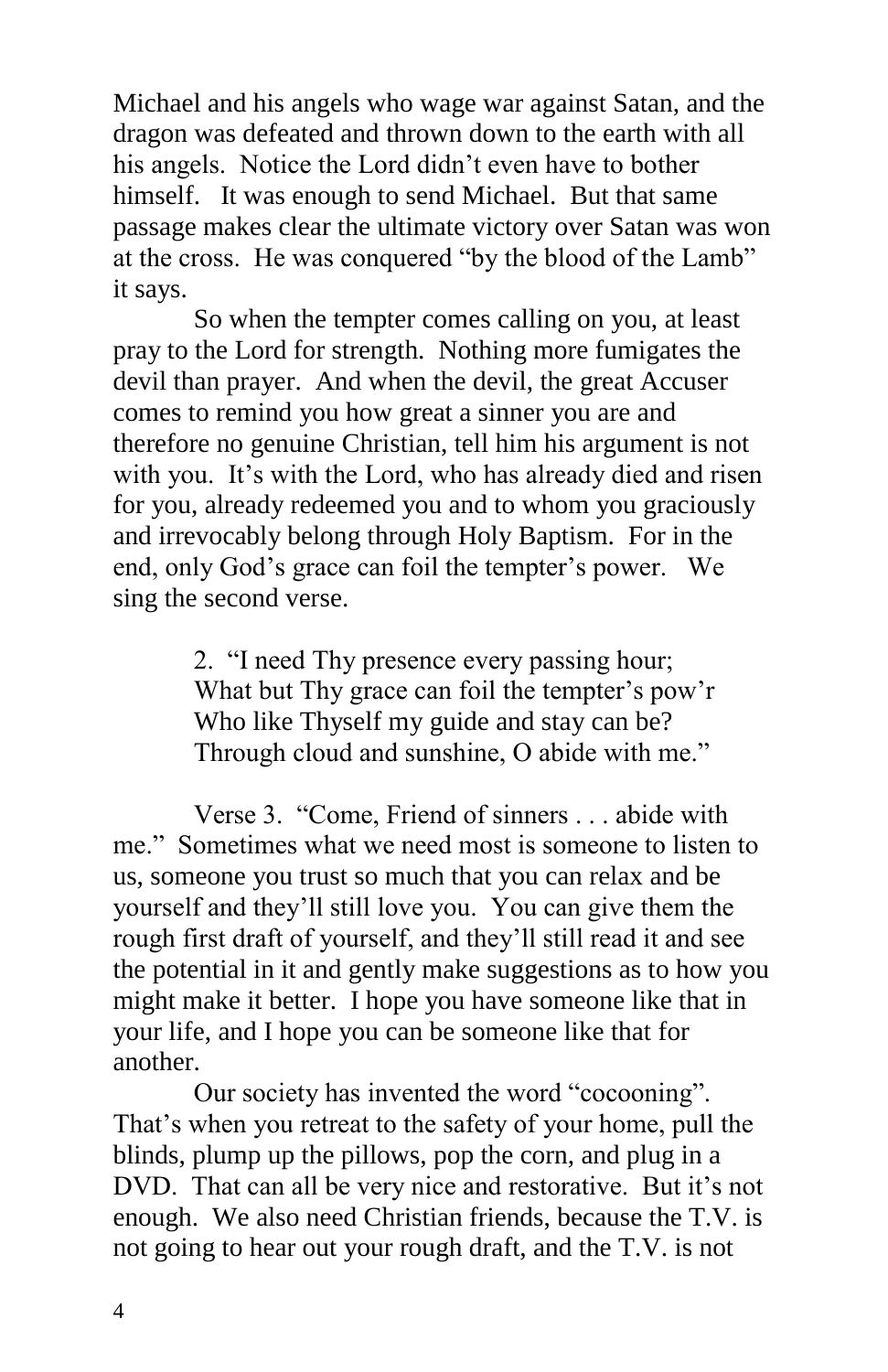Michael and his angels who wage war against Satan, and the dragon was defeated and thrown down to the earth with all his angels. Notice the Lord didn't even have to bother himself. It was enough to send Michael. But that same passage makes clear the ultimate victory over Satan was won at the cross. He was conquered "by the blood of the Lamb" it says.

So when the tempter comes calling on you, at least pray to the Lord for strength. Nothing more fumigates the devil than prayer. And when the devil, the great Accuser comes to remind you how great a sinner you are and therefore no genuine Christian, tell him his argument is not with you. It's with the Lord, who has already died and risen for you, already redeemed you and to whom you graciously and irrevocably belong through Holy Baptism. For in the end, only God's grace can foil the tempter's power. We sing the second verse.

> 2. "I need Thy presence every passing hour;
> What but Thy grace can foil the tempter's pow'r
> Who like Thyself my guide and stay can be?
> Through cloud and sunshine, O abide with me."

Verse 3. "Come, Friend of sinners . . . abide with me." Sometimes what we need most is someone to listen to us, someone you trust so much that you can relax and be yourself and they'll still love you. You can give them the rough first draft of yourself, and they'll still read it and see the potential in it and gently make suggestions as to how you might make it better. I hope you have someone like that in your life, and I hope you can be someone like that for another.

Our society has invented the word "cocooning". That's when you retreat to the safety of your home, pull the blinds, plump up the pillows, pop the corn, and plug in a DVD. That can all be very nice and restorative. But it's not enough. We also need Christian friends, because the T.V. is not going to hear out your rough draft, and the T.V. is not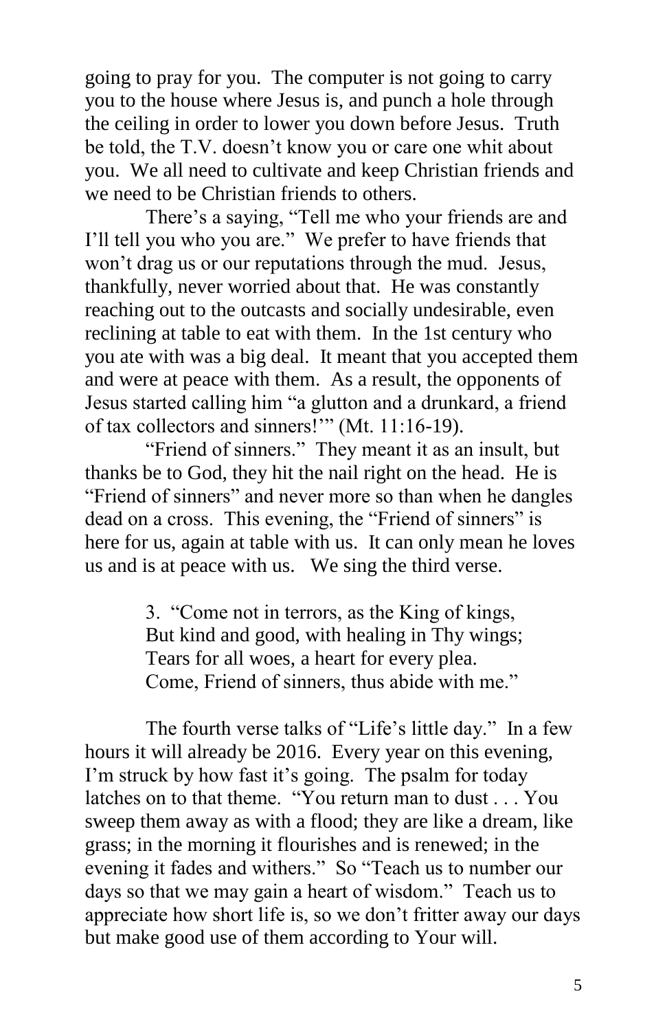going to pray for you. The computer is not going to carry you to the house where Jesus is, and punch a hole through the ceiling in order to lower you down before Jesus. Truth be told, the T.V. doesn't know you or care one whit about you. We all need to cultivate and keep Christian friends and we need to be Christian friends to others.

There's a saying, "Tell me who your friends are and I'll tell you who you are." We prefer to have friends that won't drag us or our reputations through the mud. Jesus, thankfully, never worried about that. He was constantly reaching out to the outcasts and socially undesirable, even reclining at table to eat with them. In the 1st century who you ate with was a big deal. It meant that you accepted them and were at peace with them. As a result, the opponents of Jesus started calling him "a glutton and a drunkard, a friend of tax collectors and sinners!'" (Mt. 11:16-19).

"Friend of sinners." They meant it as an insult, but thanks be to God, they hit the nail right on the head. He is "Friend of sinners" and never more so than when he dangles dead on a cross. This evening, the "Friend of sinners" is here for us, again at table with us. It can only mean he loves us and is at peace with us. We sing the third verse.

> 3. "Come not in terrors, as the King of kings,
> But kind and good, with healing in Thy wings;
> Tears for all woes, a heart for every plea.
> Come, Friend of sinners, thus abide with me."

The fourth verse talks of "Life's little day." In a few hours it will already be 2016. Every year on this evening, I'm struck by how fast it's going. The psalm for today latches on to that theme. "You return man to dust . . . You sweep them away as with a flood; they are like a dream, like grass; in the morning it flourishes and is renewed; in the evening it fades and withers." So "Teach us to number our days so that we may gain a heart of wisdom." Teach us to appreciate how short life is, so we don't fritter away our days but make good use of them according to Your will.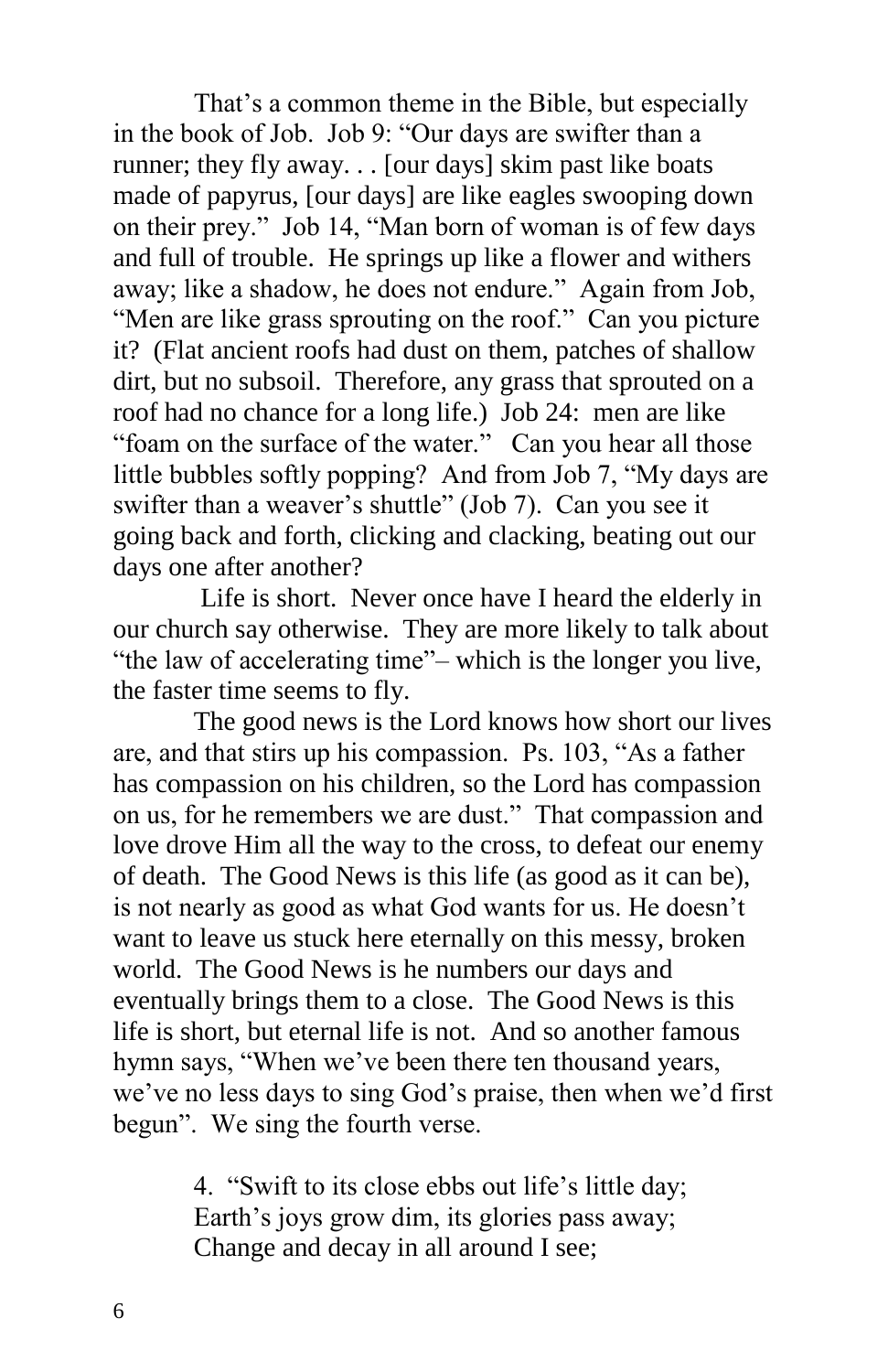That's a common theme in the Bible, but especially in the book of Job. Job 9: "Our days are swifter than a runner; they fly away. . . [our days] skim past like boats made of papyrus, [our days] are like eagles swooping down on their prey." Job 14, "Man born of woman is of few days and full of trouble. He springs up like a flower and withers away; like a shadow, he does not endure." Again from Job, "Men are like grass sprouting on the roof." Can you picture it? (Flat ancient roofs had dust on them, patches of shallow dirt, but no subsoil. Therefore, any grass that sprouted on a roof had no chance for a long life.) Job 24: men are like "foam on the surface of the water." Can you hear all those little bubbles softly popping? And from Job 7, "My days are swifter than a weaver's shuttle" (Job 7). Can you see it going back and forth, clicking and clacking, beating out our days one after another?

Life is short. Never once have I heard the elderly in our church say otherwise. They are more likely to talk about "the law of accelerating time"– which is the longer you live, the faster time seems to fly.

The good news is the Lord knows how short our lives are, and that stirs up his compassion. Ps. 103, "As a father has compassion on his children, so the Lord has compassion on us, for he remembers we are dust." That compassion and love drove Him all the way to the cross, to defeat our enemy of death. The Good News is this life (as good as it can be), is not nearly as good as what God wants for us. He doesn't want to leave us stuck here eternally on this messy, broken world. The Good News is he numbers our days and eventually brings them to a close. The Good News is this life is short, but eternal life is not. And so another famous hymn says, "When we've been there ten thousand years, we've no less days to sing God's praise, then when we'd first begun". We sing the fourth verse.

> 4. "Swift to its close ebbs out life's little day;
> Earth's joys grow dim, its glories pass away;
> Change and decay in all around I see;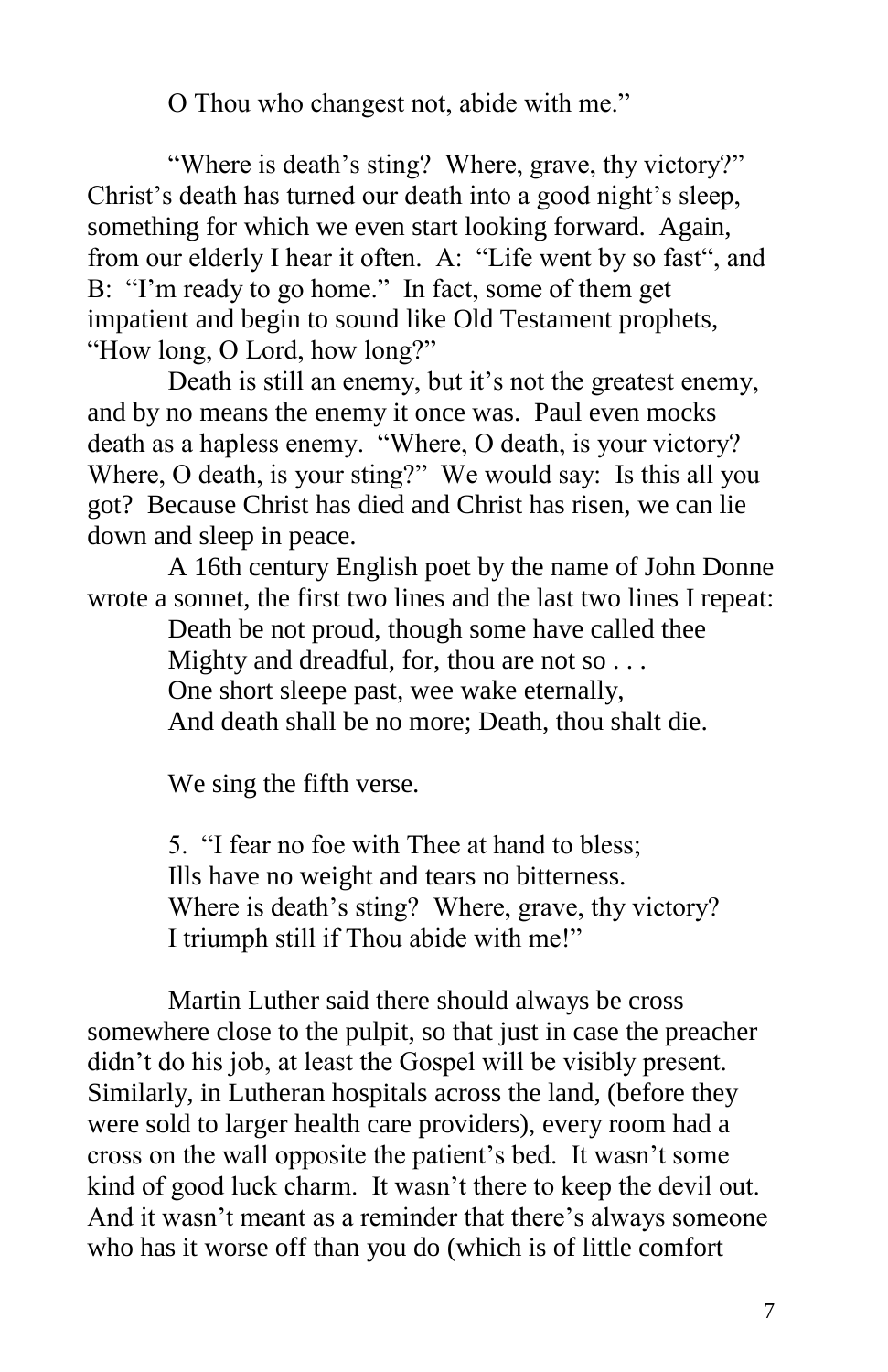O Thou who changest not, abide with me."

"Where is death's sting? Where, grave, thy victory?" Christ's death has turned our death into a good night's sleep, something for which we even start looking forward. Again, from our elderly I hear it often. A: "Life went by so fast", and B: "I'm ready to go home." In fact, some of them get impatient and begin to sound like Old Testament prophets, "How long, O Lord, how long?"

Death is still an enemy, but it's not the greatest enemy, and by no means the enemy it once was. Paul even mocks death as a hapless enemy. "Where, O death, is your victory? Where, O death, is your sting?" We would say: Is this all you got? Because Christ has died and Christ has risen, we can lie down and sleep in peace.

A 16th century English poet by the name of John Donne wrote a sonnet, the first two lines and the last two lines I repeat:

> Death be not proud, though some have called thee
> Mighty and dreadful, for, thou are not so . . .
> One short sleepe past, wee wake eternally,
> And death shall be no more; Death, thou shalt die.

We sing the fifth verse.

> 5. "I fear no foe with Thee at hand to bless;
> Ills have no weight and tears no bitterness.
> Where is death's sting? Where, grave, thy victory?
> I triumph still if Thou abide with me!"

Martin Luther said there should always be cross somewhere close to the pulpit, so that just in case the preacher didn't do his job, at least the Gospel will be visibly present. Similarly, in Lutheran hospitals across the land, (before they were sold to larger health care providers), every room had a cross on the wall opposite the patient's bed. It wasn't some kind of good luck charm. It wasn't there to keep the devil out. And it wasn't meant as a reminder that there's always someone who has it worse off than you do (which is of little comfort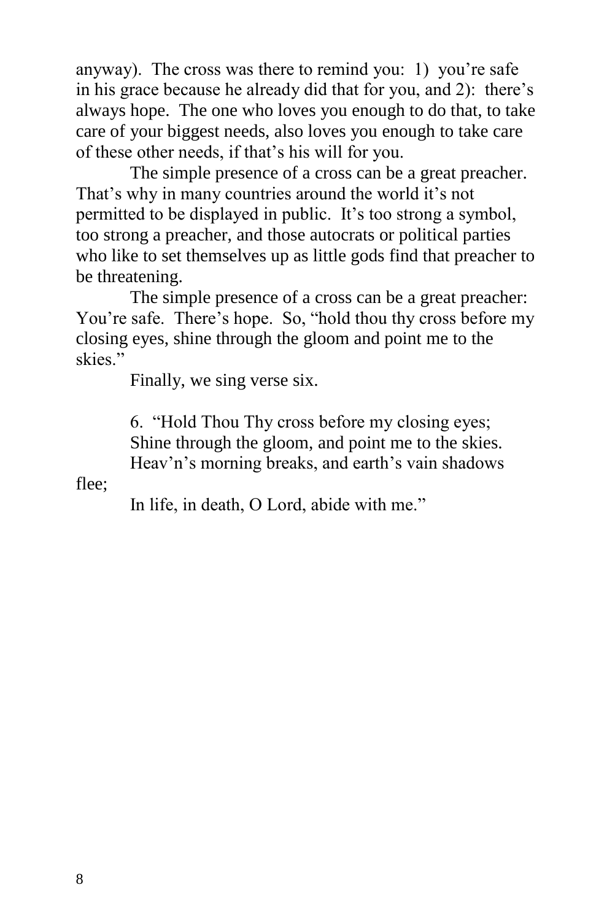anyway). The cross was there to remind you: 1) you're safe in his grace because he already did that for you, and 2): there's always hope. The one who loves you enough to do that, to take care of your biggest needs, also loves you enough to take care of these other needs, if that's his will for you.

The simple presence of a cross can be a great preacher. That's why in many countries around the world it's not permitted to be displayed in public. It's too strong a symbol, too strong a preacher, and those autocrats or political parties who like to set themselves up as little gods find that preacher to be threatening.

The simple presence of a cross can be a great preacher: You're safe. There's hope. So, "hold thou thy cross before my closing eyes, shine through the gloom and point me to the skies."

Finally, we sing verse six.

6. "Hold Thou Thy cross before my closing eyes;
Shine through the gloom, and point me to the skies.
Heav'n's morning breaks, and earth's vain shadows flee;
In life, in death, O Lord, abide with me."